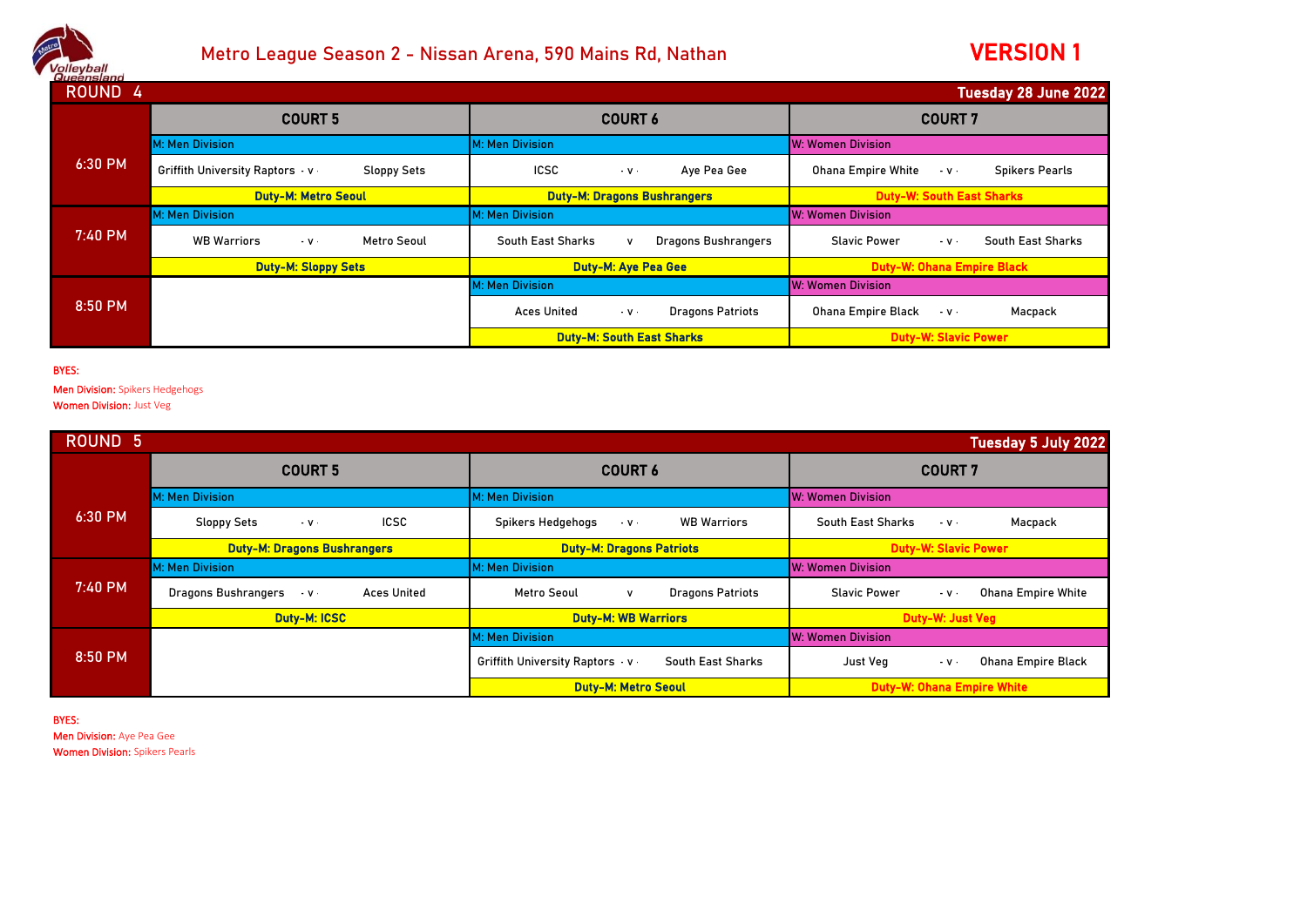# Metro League Season 2 - Nissan Arena, 590 Mains Rd, Nathan

**VERSION 1**

## ROUND 4 — Tuesday 28 June 2022

| | COURT 5 | COURT 6 | COURT 7 |
|---|---|---|---|
| 6:30 PM | M: Men Division | M: Men Division | W: Women Division |
| | Griffith University Raptors - v - Sloppy Sets | ICSC - v - Aye Pea Gee | Ohana Empire White - v - Spikers Pearls |
| | Duty-M: Metro Seoul | Duty-M: Dragons Bushrangers | Duty-W: South East Sharks |
| 7:40 PM | M: Men Division | M: Men Division | W: Women Division |
| | WB Warriors - v - Metro Seoul | South East Sharks v Dragons Bushrangers | Slavic Power - v - South East Sharks |
| | Duty-M: Sloppy Sets | Duty-M: Aye Pea Gee | Duty-W: Ohana Empire Black |
| 8:50 PM | | M: Men Division | W: Women Division |
| | | Aces United - v - Dragons Patriots | Ohana Empire Black - v - Macpack |
| | | Duty-M: South East Sharks | Duty-W: Slavic Power |

**BYES:**

**Men Division:** Spikers Hedgehogs
**Women Division:** Just Veg

## ROUND 5 — Tuesday 5 July 2022

| | COURT 5 | COURT 6 | COURT 7 |
|---|---|---|---|
| 6:30 PM | M: Men Division | M: Men Division | W: Women Division |
| | Sloppy Sets - v - ICSC | Spikers Hedgehogs - v - WB Warriors | South East Sharks - v - Macpack |
| | Duty-M: Dragons Bushrangers | Duty-M: Dragons Patriots | Duty-W: Slavic Power |
| 7:40 PM | M: Men Division | M: Men Division | W: Women Division |
| | Dragons Bushrangers - v - Aces United | Metro Seoul v Dragons Patriots | Slavic Power - v - Ohana Empire White |
| | Duty-M: ICSC | Duty-M: WB Warriors | Duty-W: Just Veg |
| 8:50 PM | | M: Men Division | W: Women Division |
| | | Griffith University Raptors - v - South East Sharks | Just Veg - v - Ohana Empire Black |
| | | Duty-M: Metro Seoul | Duty-W: Ohana Empire White |

**BYES:**

**Men Division:** Aye Pea Gee
**Women Division:** Spikers Pearls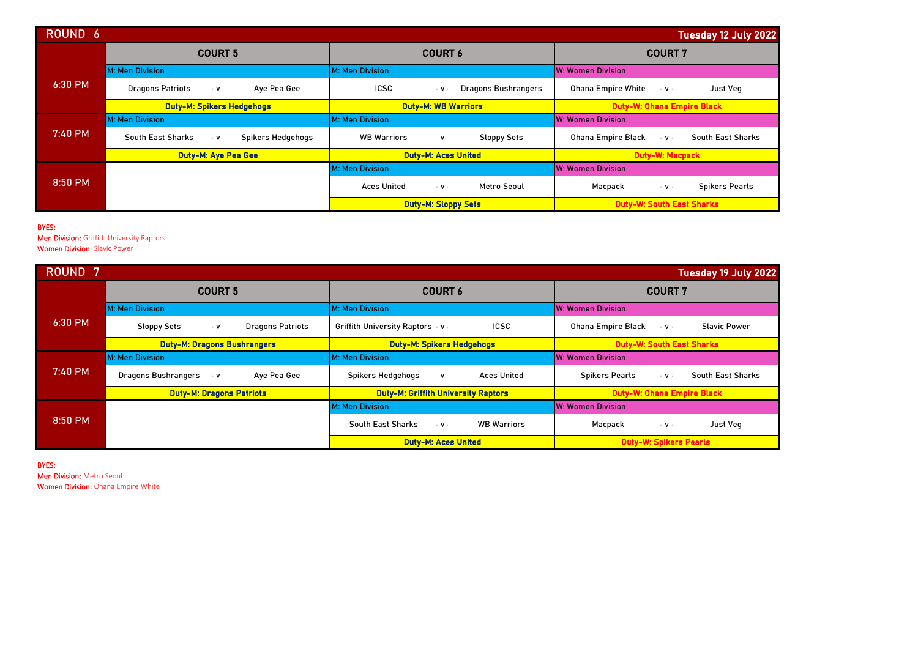## ROUND 6 — Tuesday 12 July 2022

| | COURT 5 | COURT 6 | COURT 7 |
|---|---|---|---|
| 6:30 PM | M: Men Division | M: Men Division | W: Women Division |
| | Dragons Patriots - v - Aye Pea Gee | ICSC - v - Dragons Bushrangers | Ohana Empire White - v - Just Veg |
| | Duty-M: Spikers Hedgehogs | Duty-M: WB Warriors | Duty-W: Ohana Empire Black |
| 7:40 PM | M: Men Division | M: Men Division | W: Women Division |
| | South East Sharks - v - Spikers Hedgehogs | WB Warriors v Sloppy Sets | Ohana Empire Black - v - South East Sharks |
| | Duty-M: Aye Pea Gee | Duty-M: Aces United | Duty-W: Macpack |
| 8:50 PM | | M: Men Division | W: Women Division |
| | | Aces United - v - Metro Seoul | Macpack - v - Spikers Pearls |
| | | Duty-M: Sloppy Sets | Duty-W: South East Sharks |

BYES:
Men Division: Griffith University Raptors
Women Division: Slavic Power

## ROUND 7 — Tuesday 19 July 2022

| | COURT 5 | COURT 6 | COURT 7 |
|---|---|---|---|
| 6:30 PM | M: Men Division | M: Men Division | W: Women Division |
| | Sloppy Sets - v - Dragons Patriots | Griffith University Raptors - v - ICSC | Ohana Empire Black - v - Slavic Power |
| | Duty-M: Dragons Bushrangers | Duty-M: Spikers Hedgehogs | Duty-W: South East Sharks |
| 7:40 PM | M: Men Division | M: Men Division | W: Women Division |
| | Dragons Bushrangers - v - Aye Pea Gee | Spikers Hedgehogs v Aces United | Spikers Pearls - v - South East Sharks |
| | Duty-M: Dragons Patriots | Duty-M: Griffith University Raptors | Duty-W: Ohana Empire Black |
| 8:50 PM | | M: Men Division | W: Women Division |
| | | South East Sharks - v - WB Warriors | Macpack - v - Just Veg |
| | | Duty-M: Aces United | Duty-W: Spikers Pearls |

BYES:
Men Division: Metro Seoul
Women Division: Ohana Empire White